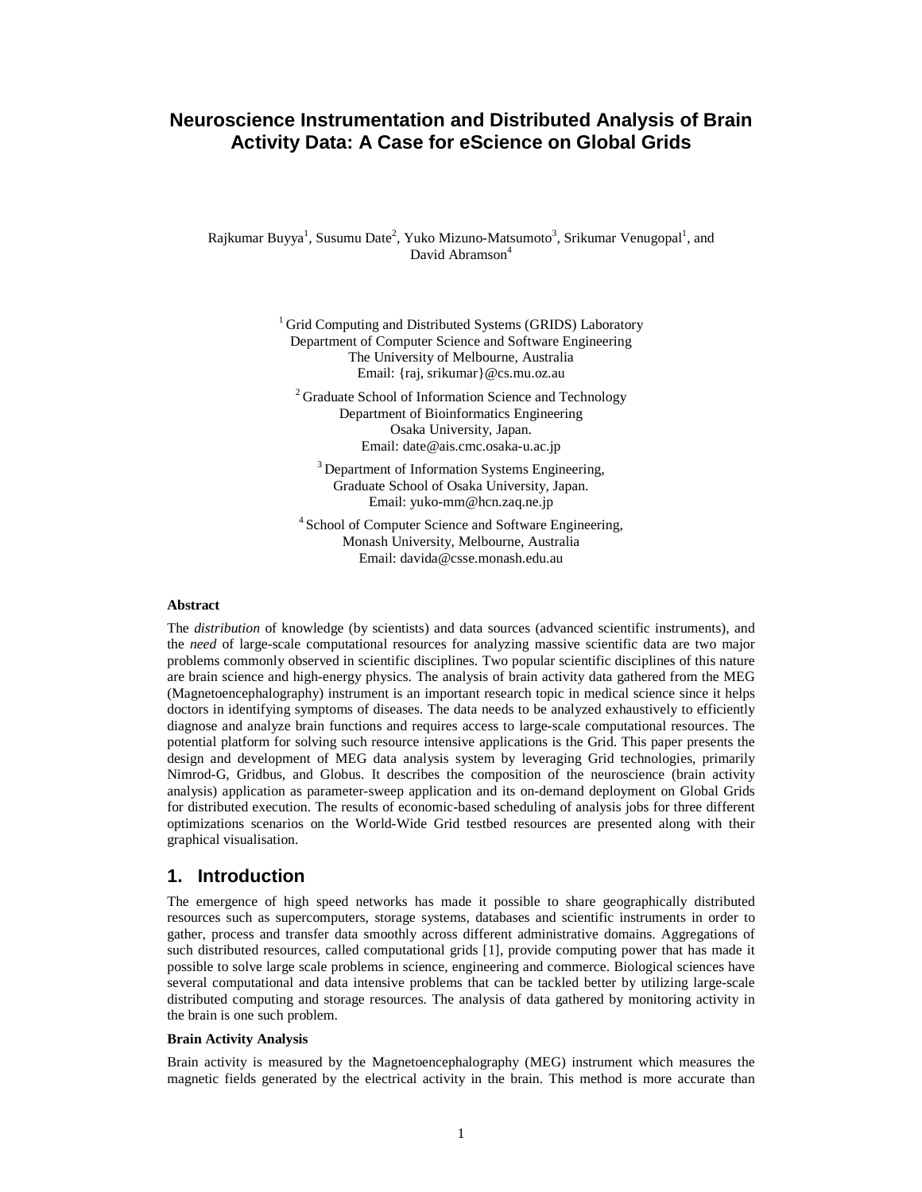# Neuroscience Instrumentation and Distributed Analysis of Brain Activity Data: A Case for eScience on Global Grids

Rajkumar Buyya[1], Susumu Date[2], Yuko Mizuno-Matsumoto[3], Srikumar Venugopal[1], and David Abramson[4]

[1] Grid Computing and Distributed Systems (GRIDS) Laboratory
Department of Computer Science and Software Engineering
The University of Melbourne, Australia
Email: {raj, srikumar}@cs.mu.oz.au

[2] Graduate School of Information Science and Technology
Department of Bioinformatics Engineering
Osaka University, Japan.
Email: date@ais.cmc.osaka-u.ac.jp

[3] Department of Information Systems Engineering,
Graduate School of Osaka University, Japan.
Email: yuko-mm@hcn.zaq.ne.jp

[4] School of Computer Science and Software Engineering,
Monash University, Melbourne, Australia
Email: davida@csse.monash.edu.au

**Abstract**

The *distribution* of knowledge (by scientists) and data sources (advanced scientific instruments), and the *need* of large-scale computational resources for analyzing massive scientific data are two major problems commonly observed in scientific disciplines. Two popular scientific disciplines of this nature are brain science and high-energy physics. The analysis of brain activity data gathered from the MEG (Magnetoencephalography) instrument is an important research topic in medical science since it helps doctors in identifying symptoms of diseases. The data needs to be analyzed exhaustively to efficiently diagnose and analyze brain functions and requires access to large-scale computational resources. The potential platform for solving such resource intensive applications is the Grid. This paper presents the design and development of MEG data analysis system by leveraging Grid technologies, primarily Nimrod-G, Gridbus, and Globus. It describes the composition of the neuroscience (brain activity analysis) application as parameter-sweep application and its on-demand deployment on Global Grids for distributed execution. The results of economic-based scheduling of analysis jobs for three different optimizations scenarios on the World-Wide Grid testbed resources are presented along with their graphical visualisation.

## 1. Introduction

The emergence of high speed networks has made it possible to share geographically distributed resources such as supercomputers, storage systems, databases and scientific instruments in order to gather, process and transfer data smoothly across different administrative domains. Aggregations of such distributed resources, called computational grids [1], provide computing power that has made it possible to solve large scale problems in science, engineering and commerce. Biological sciences have several computational and data intensive problems that can be tackled better by utilizing large-scale distributed computing and storage resources. The analysis of data gathered by monitoring activity in the brain is one such problem.

**Brain Activity Analysis**

Brain activity is measured by the Magnetoencephalography (MEG) instrument which measures the magnetic fields generated by the electrical activity in the brain. This method is more accurate than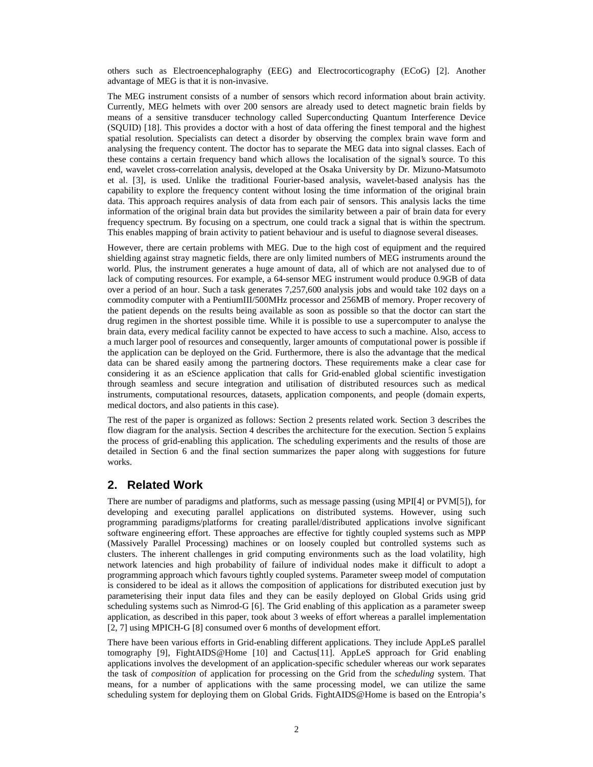others such as Electroencephalography (EEG) and Electrocorticography (ECoG) [2]. Another advantage of MEG is that it is non-invasive.

The MEG instrument consists of a number of sensors which record information about brain activity. Currently, MEG helmets with over 200 sensors are already used to detect magnetic brain fields by means of a sensitive transducer technology called Superconducting Quantum Interference Device (SQUID) [18]. This provides a doctor with a host of data offering the finest temporal and the highest spatial resolution. Specialists can detect a disorder by observing the complex brain wave form and analysing the frequency content. The doctor has to separate the MEG data into signal classes. Each of these contains a certain frequency band which allows the localisation of the signal's source. To this end, wavelet cross-correlation analysis, developed at the Osaka University by Dr. Mizuno-Matsumoto et al. [3], is used. Unlike the traditional Fourier-based analysis, wavelet-based analysis has the capability to explore the frequency content without losing the time information of the original brain data. This approach requires analysis of data from each pair of sensors. This analysis lacks the time information of the original brain data but provides the similarity between a pair of brain data for every frequency spectrum. By focusing on a spectrum, one could track a signal that is within the spectrum. This enables mapping of brain activity to patient behaviour and is useful to diagnose several diseases.

However, there are certain problems with MEG. Due to the high cost of equipment and the required shielding against stray magnetic fields, there are only limited numbers of MEG instruments around the world. Plus, the instrument generates a huge amount of data, all of which are not analysed due to of lack of computing resources. For example, a 64-sensor MEG instrument would produce 0.9GB of data over a period of an hour. Such a task generates 7,257,600 analysis jobs and would take 102 days on a commodity computer with a PentiumIII/500MHz processor and 256MB of memory. Proper recovery of the patient depends on the results being available as soon as possible so that the doctor can start the drug regimen in the shortest possible time. While it is possible to use a supercomputer to analyse the brain data, every medical facility cannot be expected to have access to such a machine. Also, access to a much larger pool of resources and consequently, larger amounts of computational power is possible if the application can be deployed on the Grid. Furthermore, there is also the advantage that the medical data can be shared easily among the partnering doctors. These requirements make a clear case for considering it as an eScience application that calls for Grid-enabled global scientific investigation through seamless and secure integration and utilisation of distributed resources such as medical instruments, computational resources, datasets, application components, and people (domain experts, medical doctors, and also patients in this case).

The rest of the paper is organized as follows: Section 2 presents related work. Section 3 describes the flow diagram for the analysis. Section 4 describes the architecture for the execution. Section 5 explains the process of grid-enabling this application. The scheduling experiments and the results of those are detailed in Section 6 and the final section summarizes the paper along with suggestions for future works.

## 2. Related Work

There are number of paradigms and platforms, such as message passing (using MPI[4] or PVM[5]), for developing and executing parallel applications on distributed systems. However, using such programming paradigms/platforms for creating parallel/distributed applications involve significant software engineering effort. These approaches are effective for tightly coupled systems such as MPP (Massively Parallel Processing) machines or on loosely coupled but controlled systems such as clusters. The inherent challenges in grid computing environments such as the load volatility, high network latencies and high probability of failure of individual nodes make it difficult to adopt a programming approach which favours tightly coupled systems. Parameter sweep model of computation is considered to be ideal as it allows the composition of applications for distributed execution just by parameterising their input data files and they can be easily deployed on Global Grids using grid scheduling systems such as Nimrod-G [6]. The Grid enabling of this application as a parameter sweep application, as described in this paper, took about 3 weeks of effort whereas a parallel implementation [2, 7] using MPICH-G [8] consumed over 6 months of development effort.

There have been various efforts in Grid-enabling different applications. They include AppLeS parallel tomography [9], FightAIDS@Home [10] and Cactus[11]. AppLeS approach for Grid enabling applications involves the development of an application-specific scheduler whereas our work separates the task of *composition* of application for processing on the Grid from the *scheduling* system. That means, for a number of applications with the same processing model, we can utilize the same scheduling system for deploying them on Global Grids. FightAIDS@Home is based on the Entropia's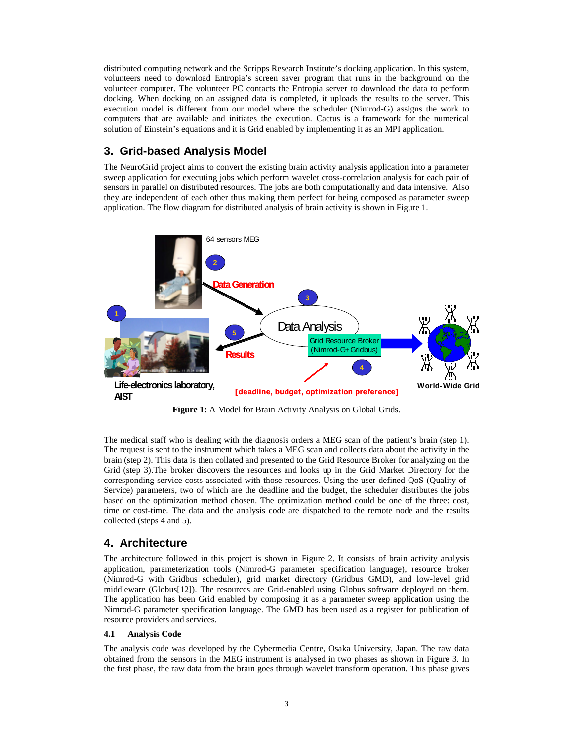distributed computing network and the Scripps Research Institute's docking application. In this system, volunteers need to download Entropia's screen saver program that runs in the background on the volunteer computer. The volunteer PC contacts the Entropia server to download the data to perform docking. When docking on an assigned data is completed, it uploads the results to the server. This execution model is different from our model where the scheduler (Nimrod-G) assigns the work to computers that are available and initiates the execution. Cactus is a framework for the numerical solution of Einstein's equations and it is Grid enabled by implementing it as an MPI application.

## 3. Grid-based Analysis Model

The NeuroGrid project aims to convert the existing brain activity analysis application into a parameter sweep application for executing jobs which perform wavelet cross-correlation analysis for each pair of sensors in parallel on distributed resources. The jobs are both computationally and data intensive. Also they are independent of each other thus making them perfect for being composed as parameter sweep application. The flow diagram for distributed analysis of brain activity is shown in Figure 1.

**Figure 1:** A Model for Brain Activity Analysis on Global Grids.

The medical staff who is dealing with the diagnosis orders a MEG scan of the patient's brain (step 1). The request is sent to the instrument which takes a MEG scan and collects data about the activity in the brain (step 2). This data is then collated and presented to the Grid Resource Broker for analyzing on the Grid (step 3).The broker discovers the resources and looks up in the Grid Market Directory for the corresponding service costs associated with those resources. Using the user-defined QoS (Quality-of-Service) parameters, two of which are the deadline and the budget, the scheduler distributes the jobs based on the optimization method chosen. The optimization method could be one of the three: cost, time or cost-time. The data and the analysis code are dispatched to the remote node and the results collected (steps 4 and 5).

## 4. Architecture

The architecture followed in this project is shown in Figure 2. It consists of brain activity analysis application, parameterization tools (Nimrod-G parameter specification language), resource broker (Nimrod-G with Gridbus scheduler), grid market directory (Gridbus GMD), and low-level grid middleware (Globus[12]). The resources are Grid-enabled using Globus software deployed on them. The application has been Grid enabled by composing it as a parameter sweep application using the Nimrod-G parameter specification language. The GMD has been used as a register for publication of resource providers and services.

### 4.1 Analysis Code

The analysis code was developed by the Cybermedia Centre, Osaka University, Japan. The raw data obtained from the sensors in the MEG instrument is analysed in two phases as shown in Figure 3. In the first phase, the raw data from the brain goes through wavelet transform operation. This phase gives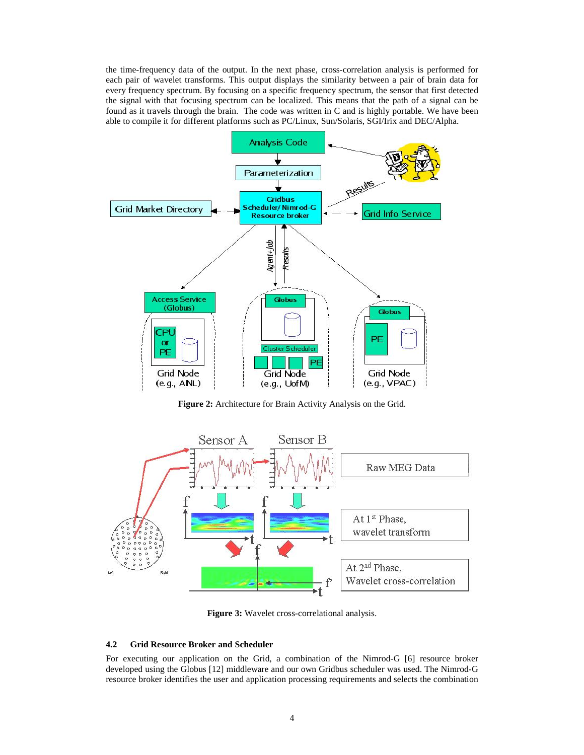the time-frequency data of the output. In the next phase, cross-correlation analysis is performed for each pair of wavelet transforms. This output displays the similarity between a pair of brain data for every frequency spectrum. By focusing on a specific frequency spectrum, the sensor that first detected the signal with that focusing spectrum can be localized. This means that the path of a signal can be found as it travels through the brain. The code was written in C and is highly portable. We have been able to compile it for different platforms such as PC/Linux, Sun/Solaris, SGI/Irix and DEC/Alpha.

**Figure 2:** Architecture for Brain Activity Analysis on the Grid.

**Figure 3:** Wavelet cross-correlational analysis.

### 4.2 Grid Resource Broker and Scheduler

For executing our application on the Grid, a combination of the Nimrod-G [6] resource broker developed using the Globus [12] middleware and our own Gridbus scheduler was used. The Nimrod-G resource broker identifies the user and application processing requirements and selects the combination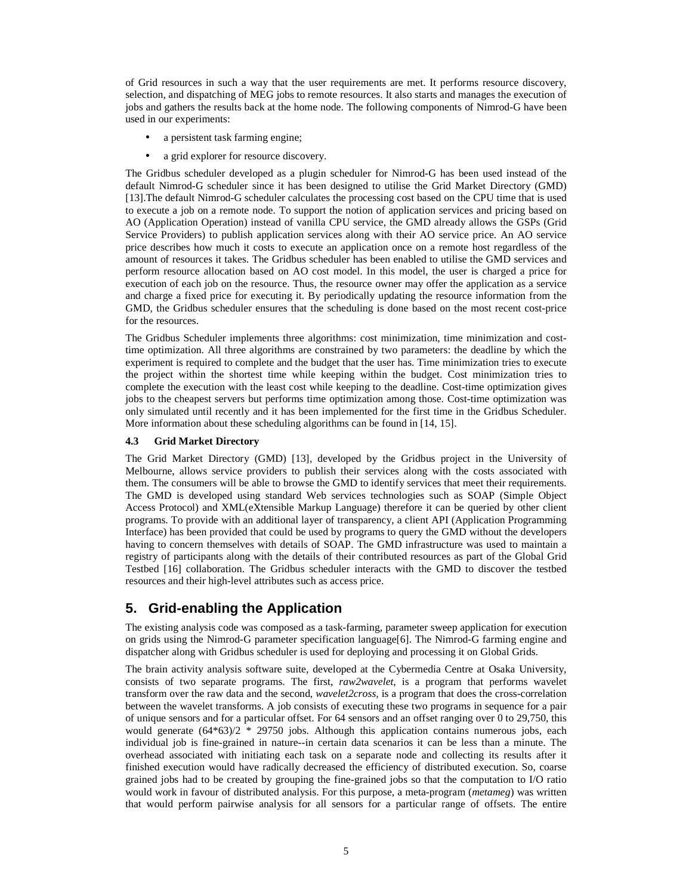of Grid resources in such a way that the user requirements are met. It performs resource discovery, selection, and dispatching of MEG jobs to remote resources. It also starts and manages the execution of jobs and gathers the results back at the home node. The following components of Nimrod-G have been used in our experiments:

- a persistent task farming engine;
- a grid explorer for resource discovery.

The Gridbus scheduler developed as a plugin scheduler for Nimrod-G has been used instead of the default Nimrod-G scheduler since it has been designed to utilise the Grid Market Directory (GMD) [13].The default Nimrod-G scheduler calculates the processing cost based on the CPU time that is used to execute a job on a remote node. To support the notion of application services and pricing based on AO (Application Operation) instead of vanilla CPU service, the GMD already allows the GSPs (Grid Service Providers) to publish application services along with their AO service price. An AO service price describes how much it costs to execute an application once on a remote host regardless of the amount of resources it takes. The Gridbus scheduler has been enabled to utilise the GMD services and perform resource allocation based on AO cost model. In this model, the user is charged a price for execution of each job on the resource. Thus, the resource owner may offer the application as a service and charge a fixed price for executing it. By periodically updating the resource information from the GMD, the Gridbus scheduler ensures that the scheduling is done based on the most recent cost-price for the resources.

The Gridbus Scheduler implements three algorithms: cost minimization, time minimization and cost-time optimization. All three algorithms are constrained by two parameters: the deadline by which the experiment is required to complete and the budget that the user has. Time minimization tries to execute the project within the shortest time while keeping within the budget. Cost minimization tries to complete the execution with the least cost while keeping to the deadline. Cost-time optimization gives jobs to the cheapest servers but performs time optimization among those. Cost-time optimization was only simulated until recently and it has been implemented for the first time in the Gridbus Scheduler. More information about these scheduling algorithms can be found in [14, 15].

### 4.3 Grid Market Directory

The Grid Market Directory (GMD) [13], developed by the Gridbus project in the University of Melbourne, allows service providers to publish their services along with the costs associated with them. The consumers will be able to browse the GMD to identify services that meet their requirements. The GMD is developed using standard Web services technologies such as SOAP (Simple Object Access Protocol) and XML(eXtensible Markup Language) therefore it can be queried by other client programs. To provide with an additional layer of transparency, a client API (Application Programming Interface) has been provided that could be used by programs to query the GMD without the developers having to concern themselves with details of SOAP. The GMD infrastructure was used to maintain a registry of participants along with the details of their contributed resources as part of the Global Grid Testbed [16] collaboration. The Gridbus scheduler interacts with the GMD to discover the testbed resources and their high-level attributes such as access price.

## 5. Grid-enabling the Application

The existing analysis code was composed as a task-farming, parameter sweep application for execution on grids using the Nimrod-G parameter specification language[6]. The Nimrod-G farming engine and dispatcher along with Gridbus scheduler is used for deploying and processing it on Global Grids.

The brain activity analysis software suite, developed at the Cybermedia Centre at Osaka University, consists of two separate programs. The first, *raw2wavelet,* is a program that performs wavelet transform over the raw data and the second, *wavelet2cross,* is a program that does the cross-correlation between the wavelet transforms. A job consists of executing these two programs in sequence for a pair of unique sensors and for a particular offset. For 64 sensors and an offset ranging over 0 to 29,750, this would generate (64*63)/2 * 29750 jobs. Although this application contains numerous jobs, each individual job is fine-grained in nature--in certain data scenarios it can be less than a minute. The overhead associated with initiating each task on a separate node and collecting its results after it finished execution would have radically decreased the efficiency of distributed execution. So, coarse grained jobs had to be created by grouping the fine-grained jobs so that the computation to I/O ratio would work in favour of distributed analysis. For this purpose, a meta-program (*metameg*) was written that would perform pairwise analysis for all sensors for a particular range of offsets. The entire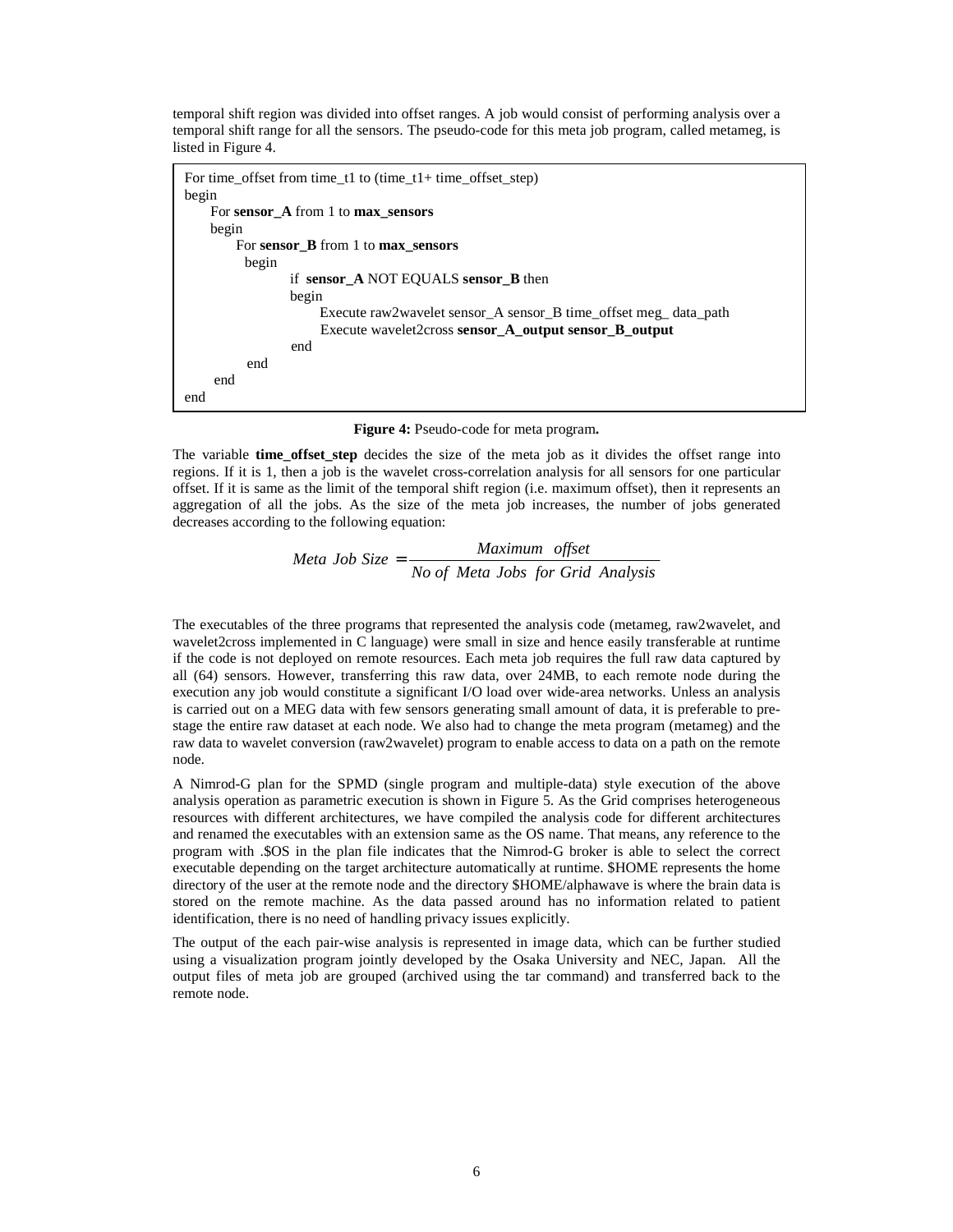temporal shift region was divided into offset ranges. A job would consist of performing analysis over a temporal shift range for all the sensors. The pseudo-code for this meta job program, called metameg, is listed in Figure 4.

```
For time_offset from time_t1 to (time_t1+ time_offset_step)
begin
    For sensor_A from 1 to max_sensors
    begin
        For sensor_B from 1 to max_sensors
        begin
            if  sensor_A NOT EQUALS sensor_B then
            begin
                Execute raw2wavelet sensor_A sensor_B time_offset meg_ data_path
                Execute wavelet2cross sensor_A_output sensor_B_output
            end
        end
    end
end
```

**Figure 4:** Pseudo-code for meta program**.**

The variable **time_offset_step** decides the size of the meta job as it divides the offset range into regions. If it is 1, then a job is the wavelet cross-correlation analysis for all sensors for one particular offset. If it is same as the limit of the temporal shift region (i.e. maximum offset), then it represents an aggregation of all the jobs. As the size of the meta job increases, the number of jobs generated decreases according to the following equation:

$$Meta\ Job\ Size = \frac{Maximum\ \ offset}{No\ of\ \ Meta\ Jobs\ \ for\ Grid\ \ Analysis}$$

The executables of the three programs that represented the analysis code (metameg, raw2wavelet, and wavelet2cross implemented in C language) were small in size and hence easily transferable at runtime if the code is not deployed on remote resources. Each meta job requires the full raw data captured by all (64) sensors. However, transferring this raw data, over 24MB, to each remote node during the execution any job would constitute a significant I/O load over wide-area networks. Unless an analysis is carried out on a MEG data with few sensors generating small amount of data, it is preferable to pre-stage the entire raw dataset at each node. We also had to change the meta program (metameg) and the raw data to wavelet conversion (raw2wavelet) program to enable access to data on a path on the remote node.

A Nimrod-G plan for the SPMD (single program and multiple-data) style execution of the above analysis operation as parametric execution is shown in Figure 5. As the Grid comprises heterogeneous resources with different architectures, we have compiled the analysis code for different architectures and renamed the executables with an extension same as the OS name. That means, any reference to the program with .$OS in the plan file indicates that the Nimrod-G broker is able to select the correct executable depending on the target architecture automatically at runtime. $HOME represents the home directory of the user at the remote node and the directory $HOME/alphawave is where the brain data is stored on the remote machine. As the data passed around has no information related to patient identification, there is no need of handling privacy issues explicitly.

The output of the each pair-wise analysis is represented in image data, which can be further studied using a visualization program jointly developed by the Osaka University and NEC, Japan. All the output files of meta job are grouped (archived using the tar command) and transferred back to the remote node.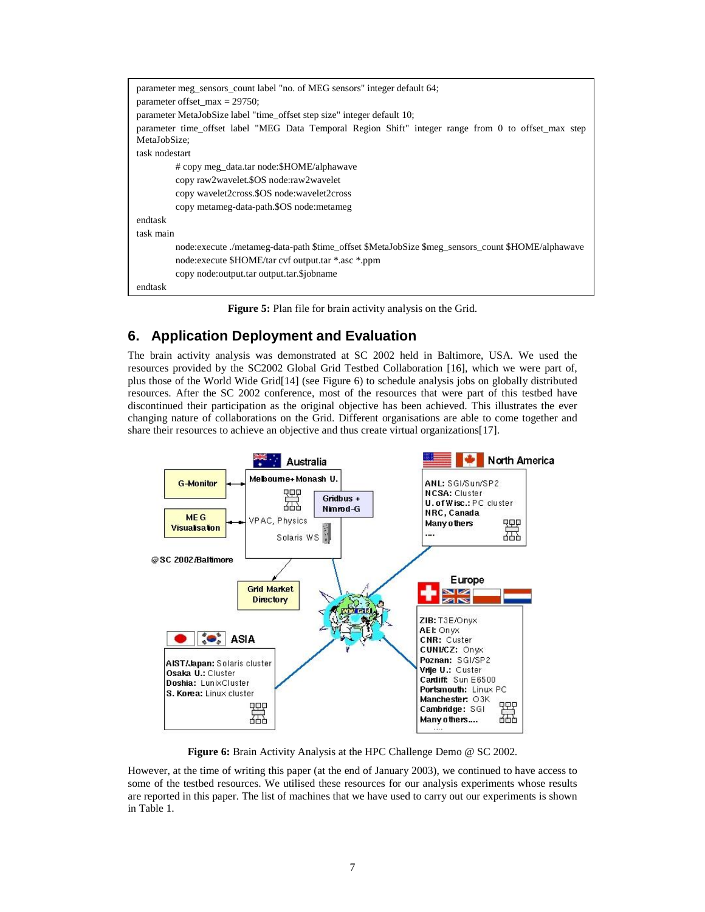```
parameter meg_sensors_count label "no. of MEG sensors" integer default 64;
parameter offset_max = 29750;
parameter MetaJobSize label "time_offset step size" integer default 10;
parameter time_offset label "MEG Data Temporal Region Shift" integer range from 0 to offset_max step
MetaJobSize;
task nodestart
        # copy meg_data.tar node:$HOME/alphawave
        copy raw2wavelet.$OS node:raw2wavelet
        copy wavelet2cross.$OS node:wavelet2cross
        copy metameg-data-path.$OS node:metameg
endtask
task main
        node:execute ./metameg-data-path $time_offset $MetaJobSize $meg_sensors_count $HOME/alphawave
        node:execute $HOME/tar cvf output.tar *.asc *.ppm
        copy node:output.tar output.tar.$jobname
endtask
```

**Figure 5:** Plan file for brain activity analysis on the Grid.

## 6. Application Deployment and Evaluation

The brain activity analysis was demonstrated at SC 2002 held in Baltimore, USA. We used the resources provided by the SC2002 Global Grid Testbed Collaboration [16], which we were part of, plus those of the World Wide Grid[14] (see Figure 6) to schedule analysis jobs on globally distributed resources. After the SC 2002 conference, most of the resources that were part of this testbed have discontinued their participation as the original objective has been achieved. This illustrates the ever changing nature of collaborations on the Grid. Different organisations are able to come together and share their resources to achieve an objective and thus create virtual organizations[17].

**Figure 6:** Brain Activity Analysis at the HPC Challenge Demo @ SC 2002.

However, at the time of writing this paper (at the end of January 2003), we continued to have access to some of the testbed resources. We utilised these resources for our analysis experiments whose results are reported in this paper. The list of machines that we have used to carry out our experiments is shown in Table 1.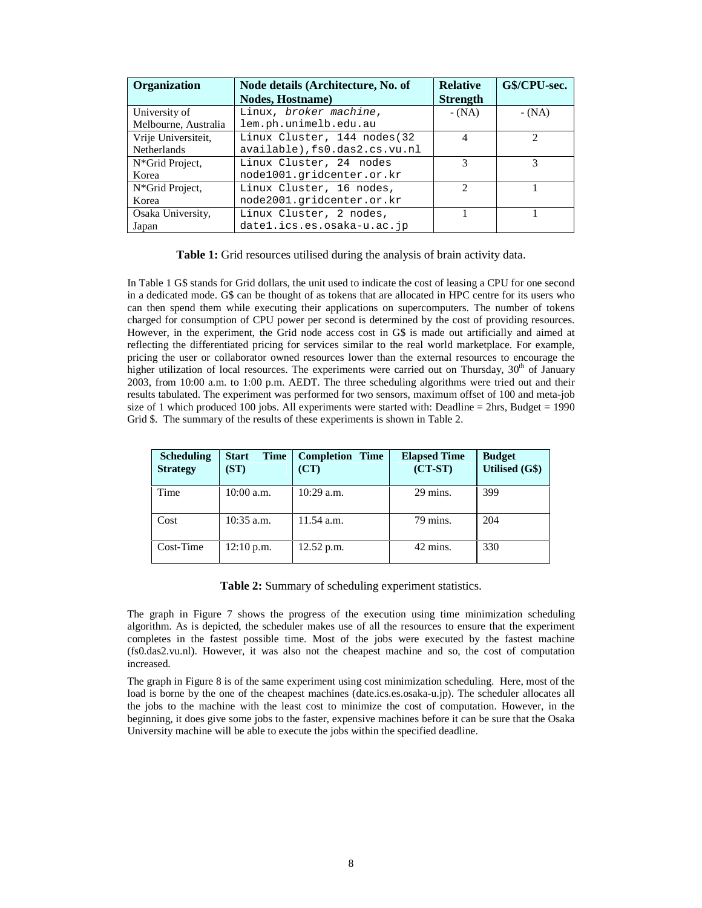| Organization | Node details (Architecture, No. of Nodes, Hostname) | Relative Strength | G$/CPU-sec. |
|---|---|---|---|
| University of Melbourne, Australia | Linux, *broker machine*, lem.ph.unimelb.edu.au | - (NA) | - (NA) |
| Vrije Universiteit, Netherlands | Linux Cluster, 144 nodes(32 available),fs0.das2.cs.vu.nl | 4 | 2 |
| N*Grid Project, Korea | Linux Cluster, 24 nodes node1001.gridcenter.or.kr | 3 | 3 |
| N*Grid Project, Korea | Linux Cluster, 16 nodes, node2001.gridcenter.or.kr | 2 | 1 |
| Osaka University, Japan | Linux Cluster, 2 nodes, date1.ics.es.osaka-u.ac.jp | 1 | 1 |

**Table 1:** Grid resources utilised during the analysis of brain activity data.

In Table 1 G$ stands for Grid dollars, the unit used to indicate the cost of leasing a CPU for one second in a dedicated mode. G$ can be thought of as tokens that are allocated in HPC centre for its users who can then spend them while executing their applications on supercomputers. The number of tokens charged for consumption of CPU power per second is determined by the cost of providing resources. However, in the experiment, the Grid node access cost in G$ is made out artificially and aimed at reflecting the differentiated pricing for services similar to the real world marketplace. For example, pricing the user or collaborator owned resources lower than the external resources to encourage the higher utilization of local resources. The experiments were carried out on Thursday, 30th of January 2003, from 10:00 a.m. to 1:00 p.m. AEDT. The three scheduling algorithms were tried out and their results tabulated. The experiment was performed for two sensors, maximum offset of 100 and meta-job size of 1 which produced 100 jobs. All experiments were started with: Deadline = 2hrs, Budget = 1990 Grid $. The summary of the results of these experiments is shown in Table 2.

| Scheduling Strategy | Start Time (ST) | Completion Time (CT) | Elapsed Time (CT-ST) | Budget Utilised (G$) |
|---|---|---|---|---|
| Time | 10:00 a.m. | 10:29 a.m. | 29 mins. | 399 |
| Cost | 10:35 a.m. | 11.54 a.m. | 79 mins. | 204 |
| Cost-Time | 12:10 p.m. | 12.52 p.m. | 42 mins. | 330 |

**Table 2:** Summary of scheduling experiment statistics.

The graph in Figure 7 shows the progress of the execution using time minimization scheduling algorithm. As is depicted, the scheduler makes use of all the resources to ensure that the experiment completes in the fastest possible time. Most of the jobs were executed by the fastest machine (fs0.das2.vu.nl). However, it was also not the cheapest machine and so, the cost of computation increased.

The graph in Figure 8 is of the same experiment using cost minimization scheduling. Here, most of the load is borne by the one of the cheapest machines (date.ics.es.osaka-u.jp). The scheduler allocates all the jobs to the machine with the least cost to minimize the cost of computation. However, in the beginning, it does give some jobs to the faster, expensive machines before it can be sure that the Osaka University machine will be able to execute the jobs within the specified deadline.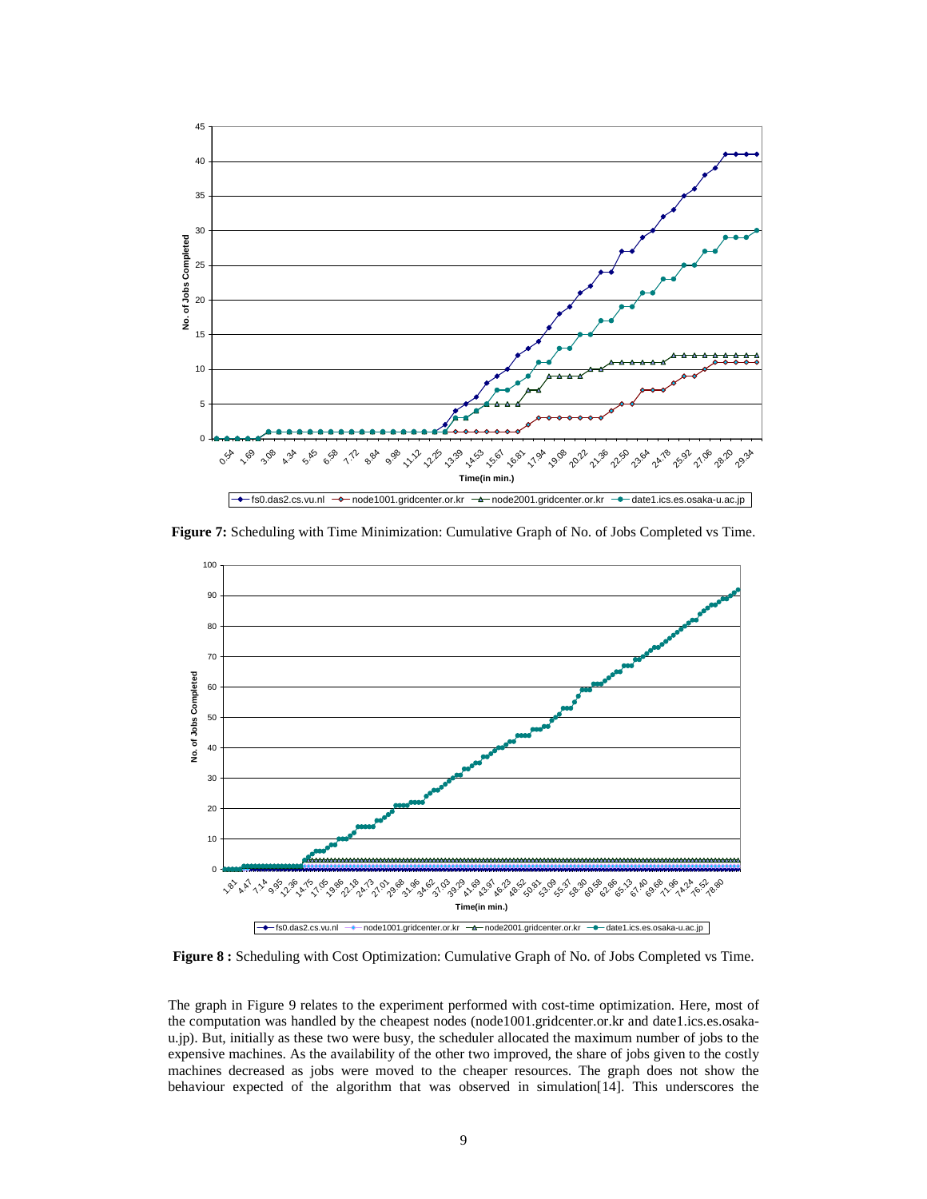**Figure 7:** Scheduling with Time Minimization: Cumulative Graph of No. of Jobs Completed vs Time.

**Figure 8 :** Scheduling with Cost Optimization: Cumulative Graph of No. of Jobs Completed vs Time.

The graph in Figure 9 relates to the experiment performed with cost-time optimization. Here, most of the computation was handled by the cheapest nodes (node1001.gridcenter.or.kr and date1.ics.es.osaka-u.jp). But, initially as these two were busy, the scheduler allocated the maximum number of jobs to the expensive machines. As the availability of the other two improved, the share of jobs given to the costly machines decreased as jobs were moved to the cheaper resources. The graph does not show the behaviour expected of the algorithm that was observed in simulation[14]. This underscores the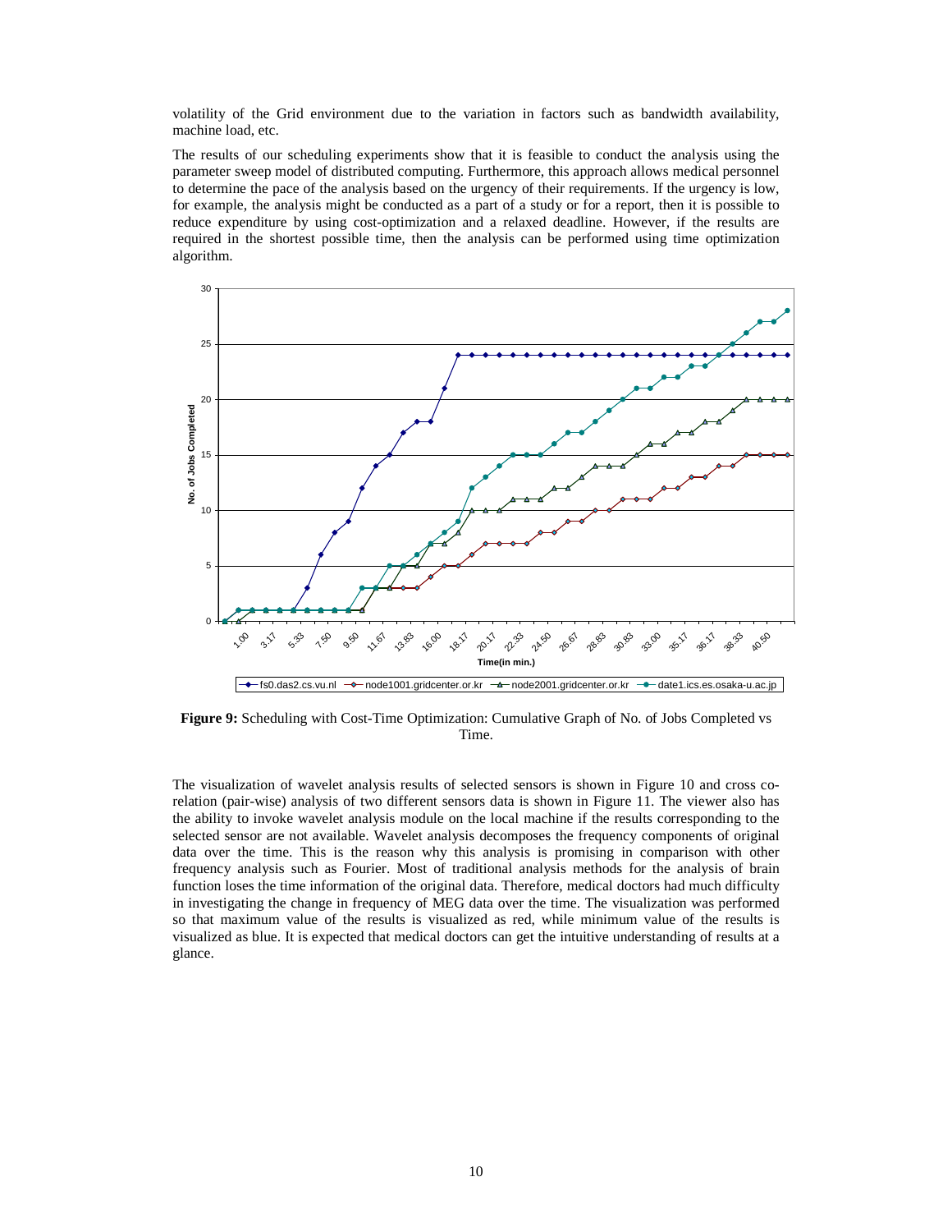volatility of the Grid environment due to the variation in factors such as bandwidth availability, machine load, etc.

The results of our scheduling experiments show that it is feasible to conduct the analysis using the parameter sweep model of distributed computing. Furthermore, this approach allows medical personnel to determine the pace of the analysis based on the urgency of their requirements. If the urgency is low, for example, the analysis might be conducted as a part of a study or for a report, then it is possible to reduce expenditure by using cost-optimization and a relaxed deadline. However, if the results are required in the shortest possible time, then the analysis can be performed using time optimization algorithm.

**Figure 9:** Scheduling with Cost-Time Optimization: Cumulative Graph of No. of Jobs Completed vs Time.

The visualization of wavelet analysis results of selected sensors is shown in Figure 10 and cross co-relation (pair-wise) analysis of two different sensors data is shown in Figure 11. The viewer also has the ability to invoke wavelet analysis module on the local machine if the results corresponding to the selected sensor are not available. Wavelet analysis decomposes the frequency components of original data over the time. This is the reason why this analysis is promising in comparison with other frequency analysis such as Fourier. Most of traditional analysis methods for the analysis of brain function loses the time information of the original data. Therefore, medical doctors had much difficulty in investigating the change in frequency of MEG data over the time. The visualization was performed so that maximum value of the results is visualized as red, while minimum value of the results is visualized as blue. It is expected that medical doctors can get the intuitive understanding of results at a glance.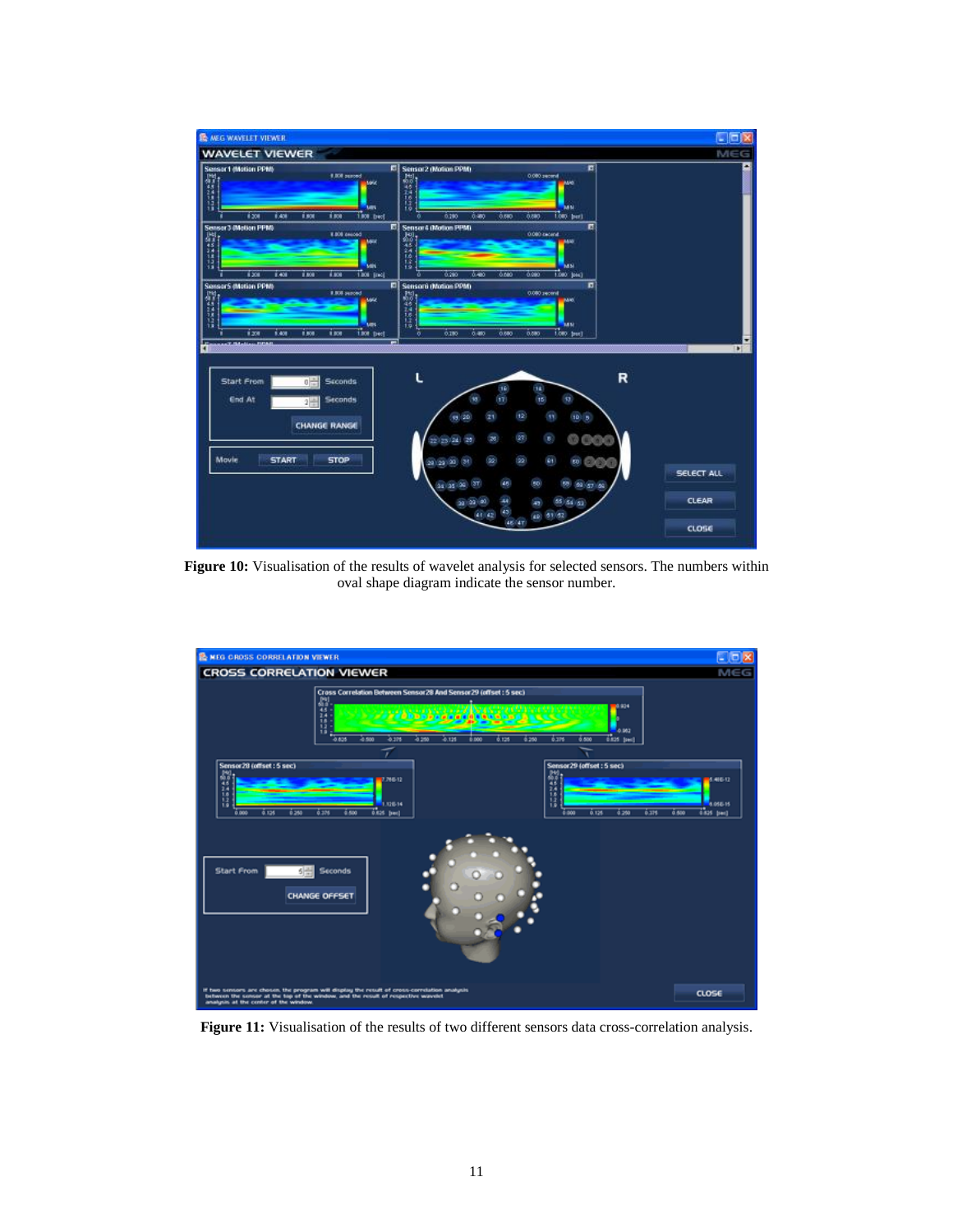**Figure 10:** Visualisation of the results of wavelet analysis for selected sensors. The numbers within oval shape diagram indicate the sensor number.

**Figure 11:** Visualisation of the results of two different sensors data cross-correlation analysis.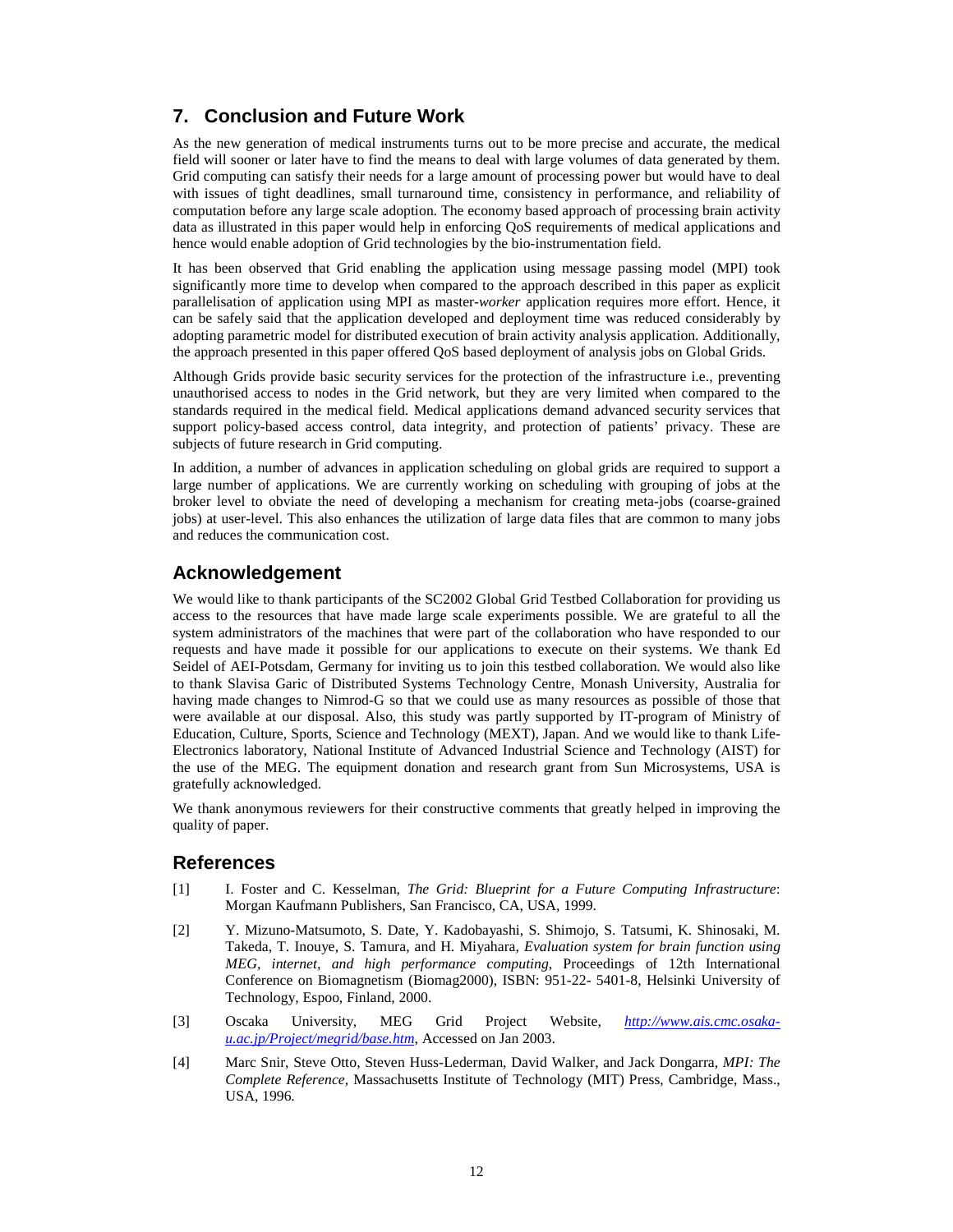## 7. Conclusion and Future Work

As the new generation of medical instruments turns out to be more precise and accurate, the medical field will sooner or later have to find the means to deal with large volumes of data generated by them. Grid computing can satisfy their needs for a large amount of processing power but would have to deal with issues of tight deadlines, small turnaround time, consistency in performance, and reliability of computation before any large scale adoption. The economy based approach of processing brain activity data as illustrated in this paper would help in enforcing QoS requirements of medical applications and hence would enable adoption of Grid technologies by the bio-instrumentation field.

It has been observed that Grid enabling the application using message passing model (MPI) took significantly more time to develop when compared to the approach described in this paper as explicit parallelisation of application using MPI as master-*worker* application requires more effort. Hence, it can be safely said that the application developed and deployment time was reduced considerably by adopting parametric model for distributed execution of brain activity analysis application. Additionally, the approach presented in this paper offered QoS based deployment of analysis jobs on Global Grids.

Although Grids provide basic security services for the protection of the infrastructure i.e., preventing unauthorised access to nodes in the Grid network, but they are very limited when compared to the standards required in the medical field. Medical applications demand advanced security services that support policy-based access control, data integrity, and protection of patients' privacy. These are subjects of future research in Grid computing.

In addition, a number of advances in application scheduling on global grids are required to support a large number of applications. We are currently working on scheduling with grouping of jobs at the broker level to obviate the need of developing a mechanism for creating meta-jobs (coarse-grained jobs) at user-level. This also enhances the utilization of large data files that are common to many jobs and reduces the communication cost.

## Acknowledgement

We would like to thank participants of the SC2002 Global Grid Testbed Collaboration for providing us access to the resources that have made large scale experiments possible. We are grateful to all the system administrators of the machines that were part of the collaboration who have responded to our requests and have made it possible for our applications to execute on their systems. We thank Ed Seidel of AEI-Potsdam, Germany for inviting us to join this testbed collaboration. We would also like to thank Slavisa Garic of Distributed Systems Technology Centre, Monash University, Australia for having made changes to Nimrod-G so that we could use as many resources as possible of those that were available at our disposal. Also, this study was partly supported by IT-program of Ministry of Education, Culture, Sports, Science and Technology (MEXT), Japan. And we would like to thank Life-Electronics laboratory, National Institute of Advanced Industrial Science and Technology (AIST) for the use of the MEG. The equipment donation and research grant from Sun Microsystems, USA is gratefully acknowledged.

We thank anonymous reviewers for their constructive comments that greatly helped in improving the quality of paper.

## References

[1] I. Foster and C. Kesselman, *The Grid: Blueprint for a Future Computing Infrastructure*: Morgan Kaufmann Publishers, San Francisco, CA, USA, 1999.

[2] Y. Mizuno-Matsumoto, S. Date, Y. Kadobayashi, S. Shimojo, S. Tatsumi, K. Shinosaki, M. Takeda, T. Inouye, S. Tamura, and H. Miyahara, *Evaluation system for brain function using MEG, internet, and high performance computing*, Proceedings of 12th International Conference on Biomagnetism (Biomag2000), ISBN: 951-22- 5401-8, Helsinki University of Technology, Espoo, Finland, 2000.

[3] Oscaka University, MEG Grid Project Website, *http://www.ais.cmc.osaka-u.ac.jp/Project/megrid/base.htm*, Accessed on Jan 2003.

[4] Marc Snir, Steve Otto, Steven Huss-Lederman, David Walker, and Jack Dongarra, *MPI: The Complete Reference*, Massachusetts Institute of Technology (MIT) Press, Cambridge, Mass., USA, 1996.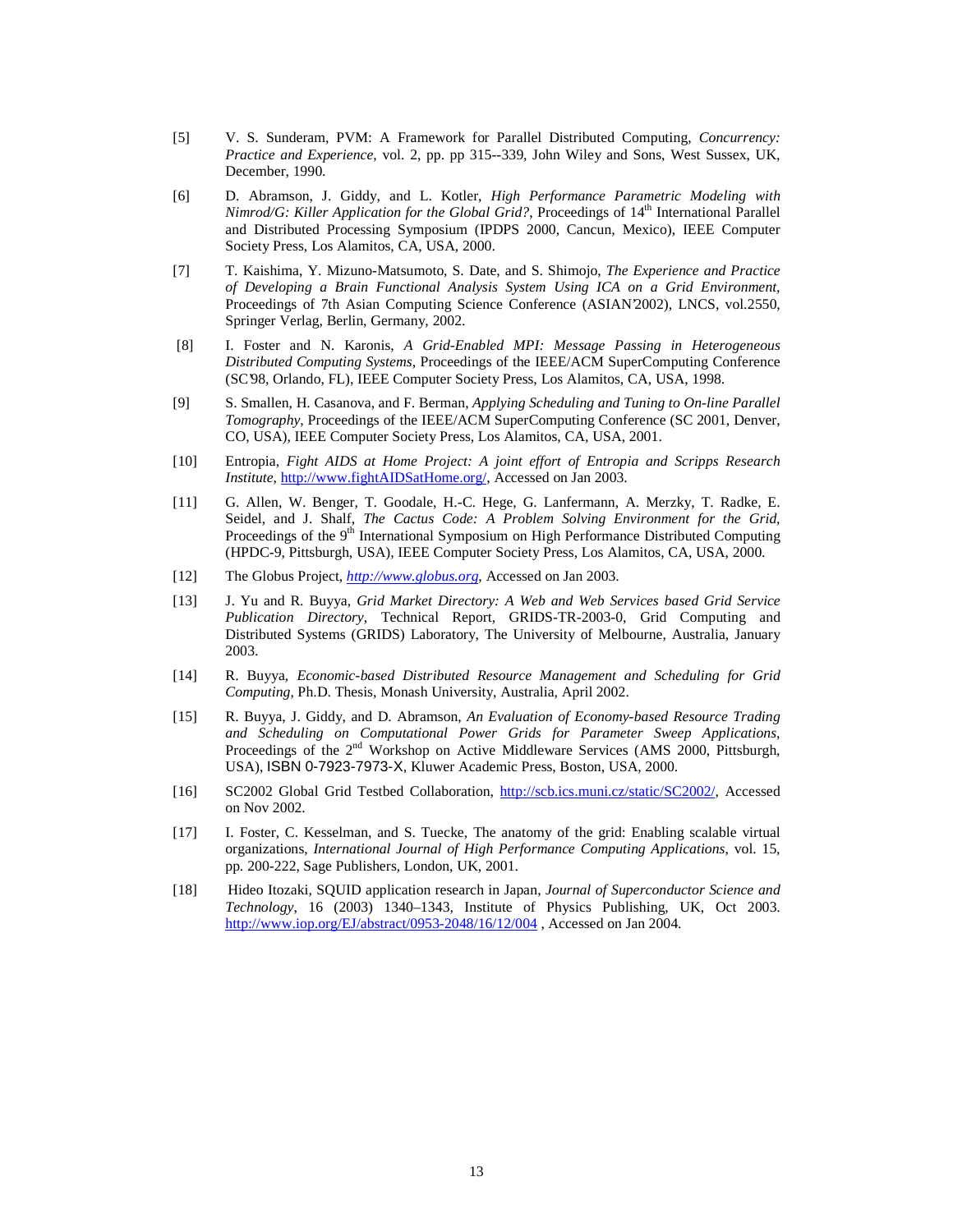[5] V. S. Sunderam, PVM: A Framework for Parallel Distributed Computing, *Concurrency: Practice and Experience*, vol. 2, pp. pp 315--339, John Wiley and Sons, West Sussex, UK, December, 1990.

[6] D. Abramson, J. Giddy, and L. Kotler, *High Performance Parametric Modeling with Nimrod/G: Killer Application for the Global Grid?*, Proceedings of 14th International Parallel and Distributed Processing Symposium (IPDPS 2000, Cancun, Mexico), IEEE Computer Society Press, Los Alamitos, CA, USA, 2000.

[7] T. Kaishima, Y. Mizuno-Matsumoto, S. Date, and S. Shimojo, *The Experience and Practice of Developing a Brain Functional Analysis System Using ICA on a Grid Environment*, Proceedings of 7th Asian Computing Science Conference (ASIAN'2002), LNCS, vol.2550, Springer Verlag, Berlin, Germany, 2002.

[8] I. Foster and N. Karonis, *A Grid-Enabled MPI: Message Passing in Heterogeneous Distributed Computing Systems*, Proceedings of the IEEE/ACM SuperComputing Conference (SC'98, Orlando, FL), IEEE Computer Society Press, Los Alamitos, CA, USA, 1998.

[9] S. Smallen, H. Casanova, and F. Berman, *Applying Scheduling and Tuning to On-line Parallel Tomography*, Proceedings of the IEEE/ACM SuperComputing Conference (SC 2001, Denver, CO, USA), IEEE Computer Society Press, Los Alamitos, CA, USA, 2001.

[10] Entropia, *Fight AIDS at Home Project: A joint effort of Entropia and Scripps Research Institute*, http://www.fightAIDSatHome.org/, Accessed on Jan 2003.

[11] G. Allen, W. Benger, T. Goodale, H.-C. Hege, G. Lanfermann, A. Merzky, T. Radke, E. Seidel, and J. Shalf, *The Cactus Code: A Problem Solving Environment for the Grid*, Proceedings of the 9th International Symposium on High Performance Distributed Computing (HPDC-9, Pittsburgh, USA), IEEE Computer Society Press, Los Alamitos, CA, USA, 2000.

[12] The Globus Project, *http://www.globus.org*, Accessed on Jan 2003.

[13] J. Yu and R. Buyya, *Grid Market Directory: A Web and Web Services based Grid Service Publication Directory*, Technical Report, GRIDS-TR-2003-0, Grid Computing and Distributed Systems (GRIDS) Laboratory, The University of Melbourne, Australia, January 2003.

[14] R. Buyya, *Economic-based Distributed Resource Management and Scheduling for Grid Computing*, Ph.D. Thesis, Monash University, Australia, April 2002.

[15] R. Buyya, J. Giddy, and D. Abramson, *An Evaluation of Economy-based Resource Trading and Scheduling on Computational Power Grids for Parameter Sweep Applications*, Proceedings of the 2nd Workshop on Active Middleware Services (AMS 2000, Pittsburgh, USA), ISBN 0-7923-7973-X, Kluwer Academic Press, Boston, USA, 2000.

[16] SC2002 Global Grid Testbed Collaboration, http://scb.ics.muni.cz/static/SC2002/, Accessed on Nov 2002.

[17] I. Foster, C. Kesselman, and S. Tuecke, The anatomy of the grid: Enabling scalable virtual organizations, *International Journal of High Performance Computing Applications*, vol. 15, pp. 200-222, Sage Publishers, London, UK, 2001.

[18] Hideo Itozaki, SQUID application research in Japan, *Journal of Superconductor Science and Technology*, 16 (2003) 1340–1343, Institute of Physics Publishing, UK, Oct 2003. http://www.iop.org/EJ/abstract/0953-2048/16/12/004 , Accessed on Jan 2004.